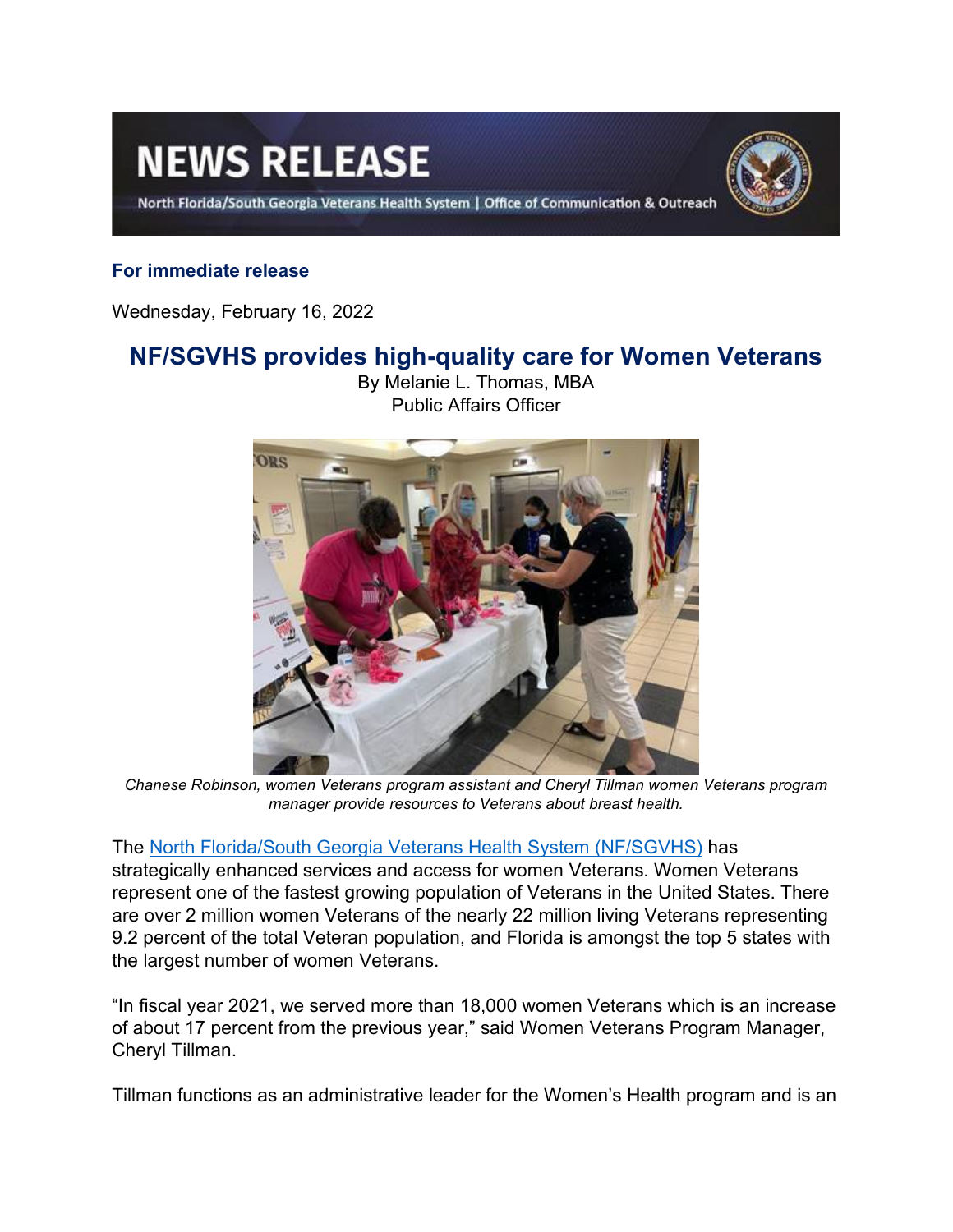# NEWS RELEASE

North Florida/South Georgia Veterans Health System | Office of Communication & Outreach

**For immediate release**

Wednesday, February 16, 2022

## NF/SGVHS provides high-quality care for Women Veterans

By Melanie L. Thomas, MBA
Public Affairs Officer

*Chanese Robinson, women Veterans program assistant and Cheryl Tillman women Veterans program manager provide resources to Veterans about breast health.*

The [North Florida/South Georgia Veterans Health System (NF/SGVHS)] has strategically enhanced services and access for women Veterans. Women Veterans represent one of the fastest growing population of Veterans in the United States. There are over 2 million women Veterans of the nearly 22 million living Veterans representing 9.2 percent of the total Veteran population, and Florida is amongst the top 5 states with the largest number of women Veterans.

"In fiscal year 2021, we served more than 18,000 women Veterans which is an increase of about 17 percent from the previous year," said Women Veterans Program Manager, Cheryl Tillman.

Tillman functions as an administrative leader for the Women's Health program and is an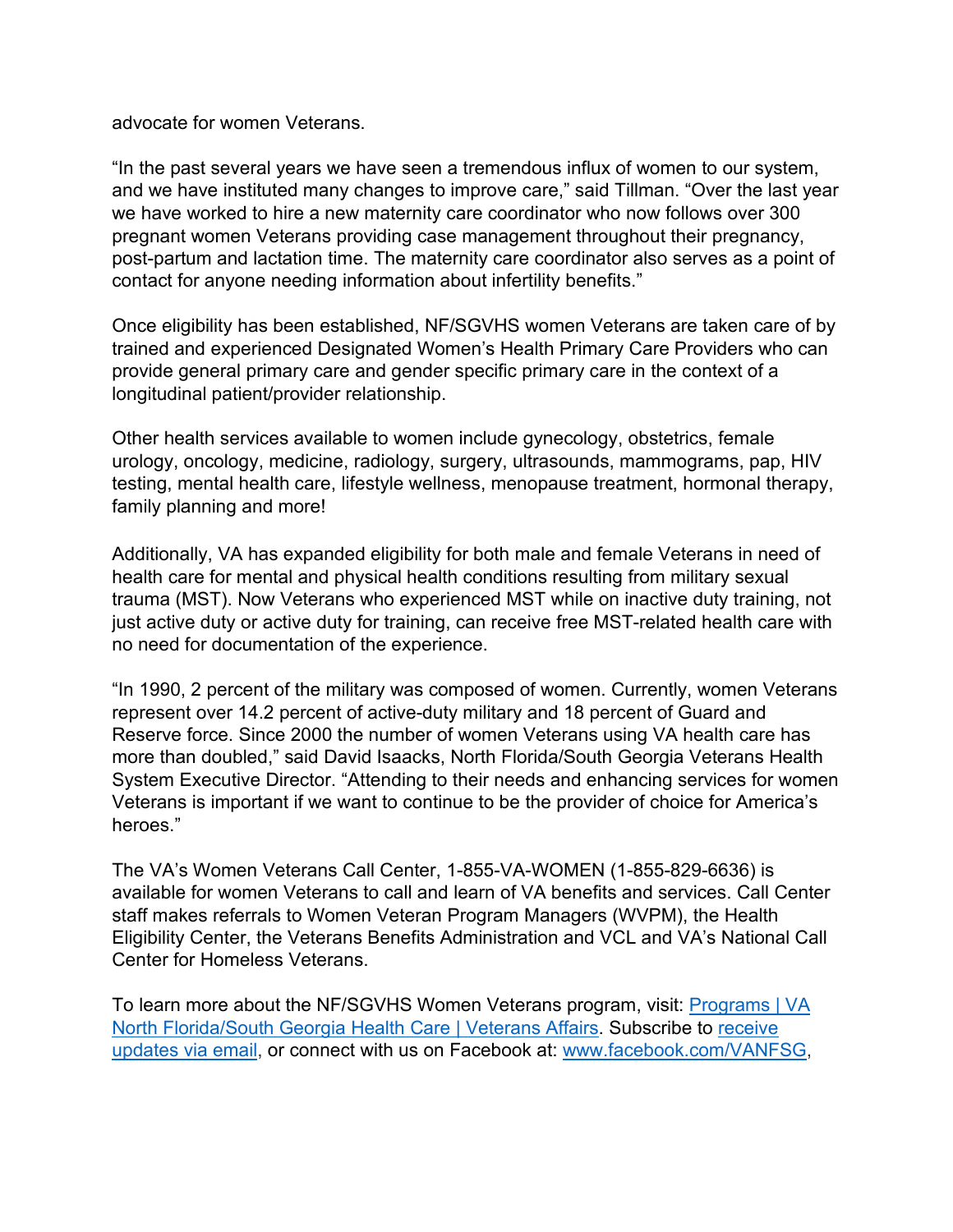advocate for women Veterans.

"In the past several years we have seen a tremendous influx of women to our system, and we have instituted many changes to improve care," said Tillman. "Over the last year we have worked to hire a new maternity care coordinator who now follows over 300 pregnant women Veterans providing case management throughout their pregnancy, post-partum and lactation time. The maternity care coordinator also serves as a point of contact for anyone needing information about infertility benefits."

Once eligibility has been established, NF/SGVHS women Veterans are taken care of by trained and experienced Designated Women's Health Primary Care Providers who can provide general primary care and gender specific primary care in the context of a longitudinal patient/provider relationship.

Other health services available to women include gynecology, obstetrics, female urology, oncology, medicine, radiology, surgery, ultrasounds, mammograms, pap, HIV testing, mental health care, lifestyle wellness, menopause treatment, hormonal therapy, family planning and more!

Additionally, VA has expanded eligibility for both male and female Veterans in need of health care for mental and physical health conditions resulting from military sexual trauma (MST). Now Veterans who experienced MST while on inactive duty training, not just active duty or active duty for training, can receive free MST-related health care with no need for documentation of the experience.

"In 1990, 2 percent of the military was composed of women. Currently, women Veterans represent over 14.2 percent of active-duty military and 18 percent of Guard and Reserve force. Since 2000 the number of women Veterans using VA health care has more than doubled," said David Isaacks, North Florida/South Georgia Veterans Health System Executive Director. "Attending to their needs and enhancing services for women Veterans is important if we want to continue to be the provider of choice for America's heroes."

The VA's Women Veterans Call Center, 1-855-VA-WOMEN (1-855-829-6636) is available for women Veterans to call and learn of VA benefits and services. Call Center staff makes referrals to Women Veteran Program Managers (WVPM), the Health Eligibility Center, the Veterans Benefits Administration and VCL and VA's National Call Center for Homeless Veterans.

To learn more about the NF/SGVHS Women Veterans program, visit: [Programs | VA North Florida/South Georgia Health Care | Veterans Affairs](). Subscribe to [receive updates via email](), or connect with us on Facebook at: [www.facebook.com/VANFSG](),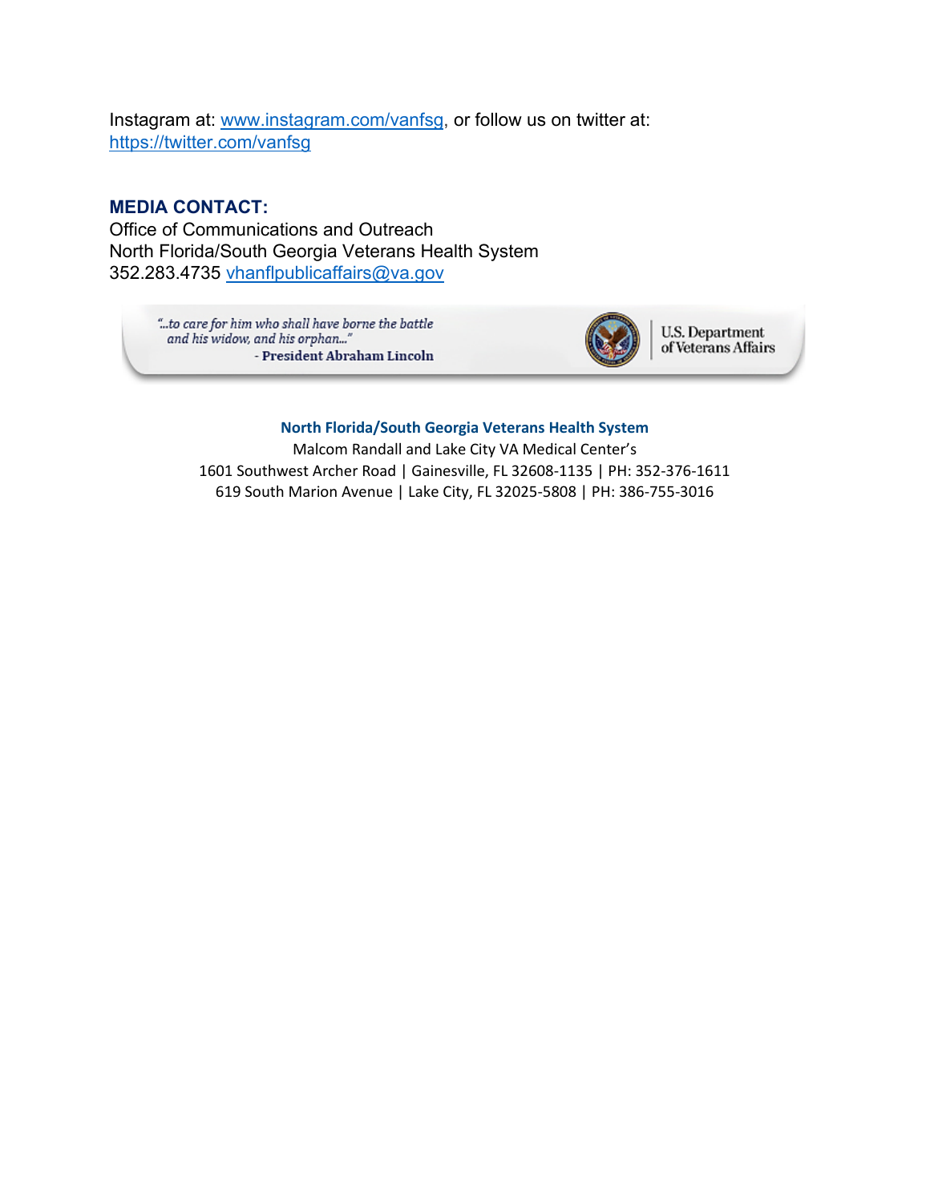Instagram at: www.instagram.com/vanfsg, or follow us on twitter at: https://twitter.com/vanfsg

**MEDIA CONTACT:**
Office of Communications and Outreach
North Florida/South Georgia Veterans Health System
352.283.4735 vhanflpublicaffairs@va.gov

*"...to care for him who shall have borne the battle and his widow, and his orphan..."*
**- President Abraham Lincoln**

U.S. Department of Veterans Affairs

**North Florida/South Georgia Veterans Health System**
Malcom Randall and Lake City VA Medical Center's
1601 Southwest Archer Road | Gainesville, FL 32608-1135 | PH: 352-376-1611
619 South Marion Avenue | Lake City, FL 32025-5808 | PH: 386-755-3016